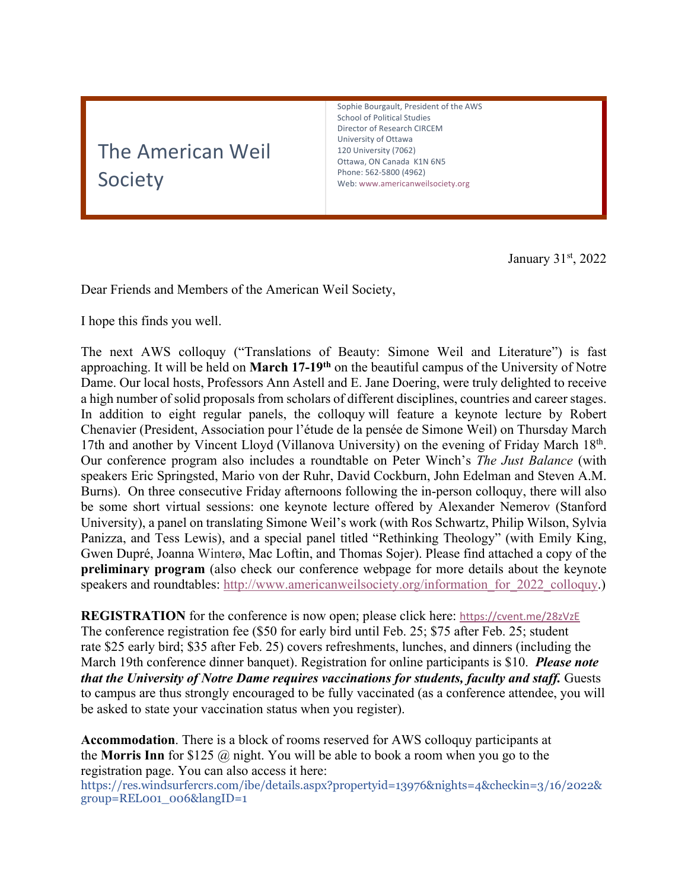# The American Weil Society

Sophie Bourgault, President of the AWS
School of Political Studies
Director of Research CIRCEM
University of Ottawa
120 University (7062)
Ottawa, ON Canada K1N 6N5
Phone: 562-5800 (4962)
Web: www.americanweilsociety.org

January 31st, 2022

Dear Friends and Members of the American Weil Society,

I hope this finds you well.

The next AWS colloquy ("Translations of Beauty: Simone Weil and Literature") is fast approaching. It will be held on **March 17-19th** on the beautiful campus of the University of Notre Dame. Our local hosts, Professors Ann Astell and E. Jane Doering, were truly delighted to receive a high number of solid proposals from scholars of different disciplines, countries and career stages. In addition to eight regular panels, the colloquy will feature a keynote lecture by Robert Chenavier (President, Association pour l'étude de la pensée de Simone Weil) on Thursday March 17th and another by Vincent Lloyd (Villanova University) on the evening of Friday March 18th. Our conference program also includes a roundtable on Peter Winch's *The Just Balance* (with speakers Eric Springsted, Mario von der Ruhr, David Cockburn, John Edelman and Steven A.M. Burns). On three consecutive Friday afternoons following the in-person colloquy, there will also be some short virtual sessions: one keynote lecture offered by Alexander Nemerov (Stanford University), a panel on translating Simone Weil's work (with Ros Schwartz, Philip Wilson, Sylvia Panizza, and Tess Lewis), and a special panel titled "Rethinking Theology" (with Emily King, Gwen Dupré, Joanna Winterø, Mac Loftin, and Thomas Sojer). Please find attached a copy of the **preliminary program** (also check our conference webpage for more details about the keynote speakers and roundtables: http://www.americanweilsociety.org/information_for_2022_colloquy.)

**REGISTRATION** for the conference is now open; please click here: https://cvent.me/28zVzE
The conference registration fee ($50 for early bird until Feb. 25; $75 after Feb. 25; student rate $25 early bird; $35 after Feb. 25) covers refreshments, lunches, and dinners (including the March 19th conference dinner banquet). Registration for online participants is $10. ***Please note that the University of Notre Dame requires vaccinations for students, faculty and staff.*** Guests to campus are thus strongly encouraged to be fully vaccinated (as a conference attendee, you will be asked to state your vaccination status when you register).

**Accommodation**. There is a block of rooms reserved for AWS colloquy participants at the **Morris Inn** for $125 @ night. You will be able to book a room when you go to the registration page. You can also access it here:
https://res.windsurfercrs.com/ibe/details.aspx?propertyid=13976&nights=4&checkin=3/16/2022&group=REL001_006&langID=1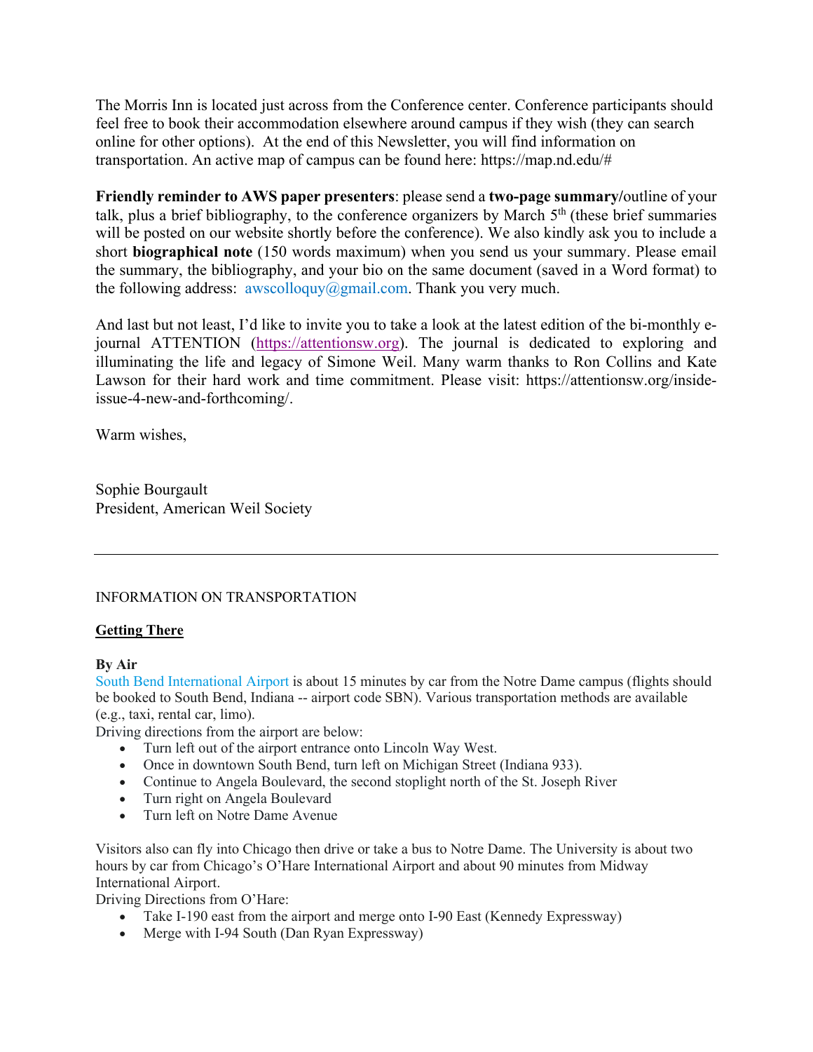The Morris Inn is located just across from the Conference center. Conference participants should feel free to book their accommodation elsewhere around campus if they wish (they can search online for other options). At the end of this Newsletter, you will find information on transportation. An active map of campus can be found here: https://map.nd.edu/#

**Friendly reminder to AWS paper presenters**: please send a **two-page summary/**outline of your talk, plus a brief bibliography, to the conference organizers by March 5th (these brief summaries will be posted on our website shortly before the conference). We also kindly ask you to include a short **biographical note** (150 words maximum) when you send us your summary. Please email the summary, the bibliography, and your bio on the same document (saved in a Word format) to the following address: awscolloquy@gmail.com. Thank you very much.

And last but not least, I'd like to invite you to take a look at the latest edition of the bi-monthly e-journal ATTENTION (https://attentionsw.org). The journal is dedicated to exploring and illuminating the life and legacy of Simone Weil. Many warm thanks to Ron Collins and Kate Lawson for their hard work and time commitment. Please visit: https://attentionsw.org/inside-issue-4-new-and-forthcoming/.

Warm wishes,

Sophie Bourgault
President, American Weil Society

---

INFORMATION ON TRANSPORTATION

## Getting There

**By Air**

South Bend International Airport is about 15 minutes by car from the Notre Dame campus (flights should be booked to South Bend, Indiana -- airport code SBN). Various transportation methods are available (e.g., taxi, rental car, limo).

Driving directions from the airport are below:

- Turn left out of the airport entrance onto Lincoln Way West.
- Once in downtown South Bend, turn left on Michigan Street (Indiana 933).
- Continue to Angela Boulevard, the second stoplight north of the St. Joseph River
- Turn right on Angela Boulevard
- Turn left on Notre Dame Avenue

Visitors also can fly into Chicago then drive or take a bus to Notre Dame. The University is about two hours by car from Chicago's O'Hare International Airport and about 90 minutes from Midway International Airport.

Driving Directions from O'Hare:

- Take I-190 east from the airport and merge onto I-90 East (Kennedy Expressway)
- Merge with I-94 South (Dan Ryan Expressway)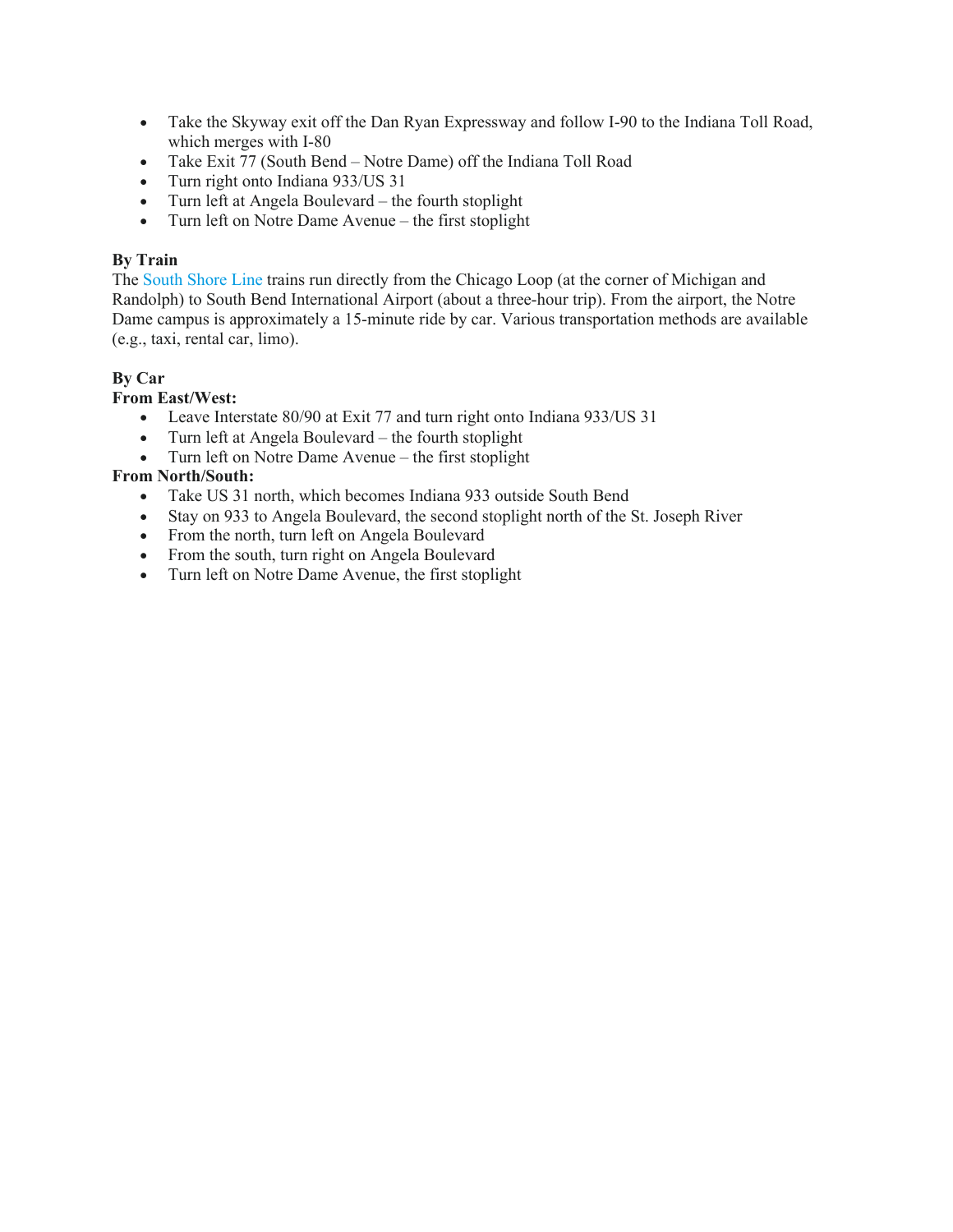- Take the Skyway exit off the Dan Ryan Expressway and follow I-90 to the Indiana Toll Road, which merges with I-80
- Take Exit 77 (South Bend – Notre Dame) off the Indiana Toll Road
- Turn right onto Indiana 933/US 31
- Turn left at Angela Boulevard – the fourth stoplight
- Turn left on Notre Dame Avenue – the first stoplight

**By Train**
The South Shore Line trains run directly from the Chicago Loop (at the corner of Michigan and Randolph) to South Bend International Airport (about a three-hour trip). From the airport, the Notre Dame campus is approximately a 15-minute ride by car. Various transportation methods are available (e.g., taxi, rental car, limo).

**By Car**
**From East/West:**

- Leave Interstate 80/90 at Exit 77 and turn right onto Indiana 933/US 31
- Turn left at Angela Boulevard – the fourth stoplight
- Turn left on Notre Dame Avenue – the first stoplight

**From North/South:**

- Take US 31 north, which becomes Indiana 933 outside South Bend
- Stay on 933 to Angela Boulevard, the second stoplight north of the St. Joseph River
- From the north, turn left on Angela Boulevard
- From the south, turn right on Angela Boulevard
- Turn left on Notre Dame Avenue, the first stoplight